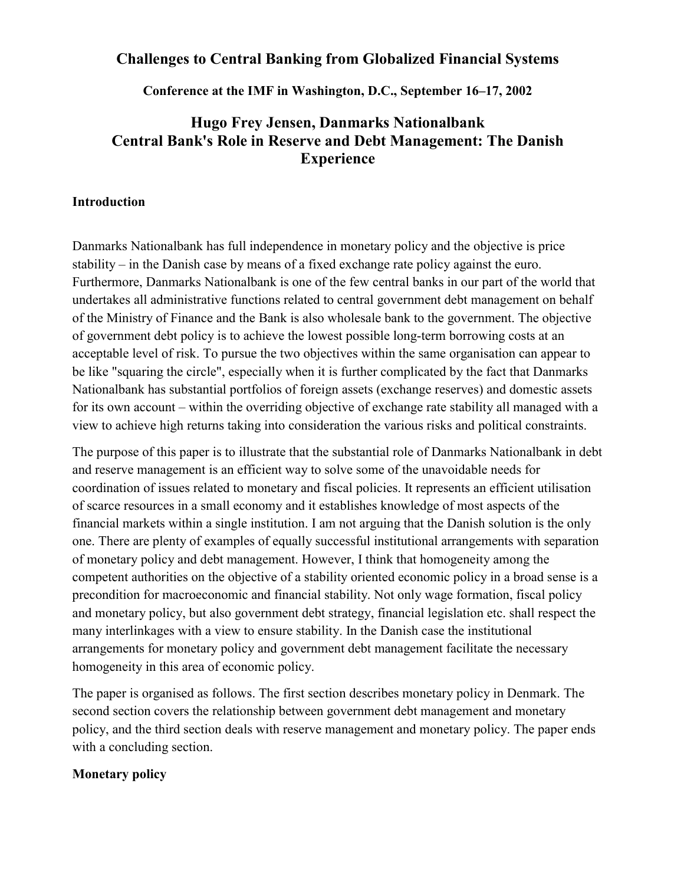# Challenges to Central Banking from Globalized Financial Systems

**Conference at the IMF in Washington, D.C., September 16–17, 2002**

## Hugo Frey Jensen, Danmarks Nationalbank
## Central Bank's Role in Reserve and Debt Management: The Danish Experience

### Introduction

Danmarks Nationalbank has full independence in monetary policy and the objective is price stability – in the Danish case by means of a fixed exchange rate policy against the euro. Furthermore, Danmarks Nationalbank is one of the few central banks in our part of the world that undertakes all administrative functions related to central government debt management on behalf of the Ministry of Finance and the Bank is also wholesale bank to the government. The objective of government debt policy is to achieve the lowest possible long-term borrowing costs at an acceptable level of risk. To pursue the two objectives within the same organisation can appear to be like "squaring the circle", especially when it is further complicated by the fact that Danmarks Nationalbank has substantial portfolios of foreign assets (exchange reserves) and domestic assets for its own account – within the overriding objective of exchange rate stability all managed with a view to achieve high returns taking into consideration the various risks and political constraints.

The purpose of this paper is to illustrate that the substantial role of Danmarks Nationalbank in debt and reserve management is an efficient way to solve some of the unavoidable needs for coordination of issues related to monetary and fiscal policies. It represents an efficient utilisation of scarce resources in a small economy and it establishes knowledge of most aspects of the financial markets within a single institution. I am not arguing that the Danish solution is the only one. There are plenty of examples of equally successful institutional arrangements with separation of monetary policy and debt management. However, I think that homogeneity among the competent authorities on the objective of a stability oriented economic policy in a broad sense is a precondition for macroeconomic and financial stability. Not only wage formation, fiscal policy and monetary policy, but also government debt strategy, financial legislation etc. shall respect the many interlinkages with a view to ensure stability. In the Danish case the institutional arrangements for monetary policy and government debt management facilitate the necessary homogeneity in this area of economic policy.

The paper is organised as follows. The first section describes monetary policy in Denmark. The second section covers the relationship between government debt management and monetary policy, and the third section deals with reserve management and monetary policy. The paper ends with a concluding section.

### Monetary policy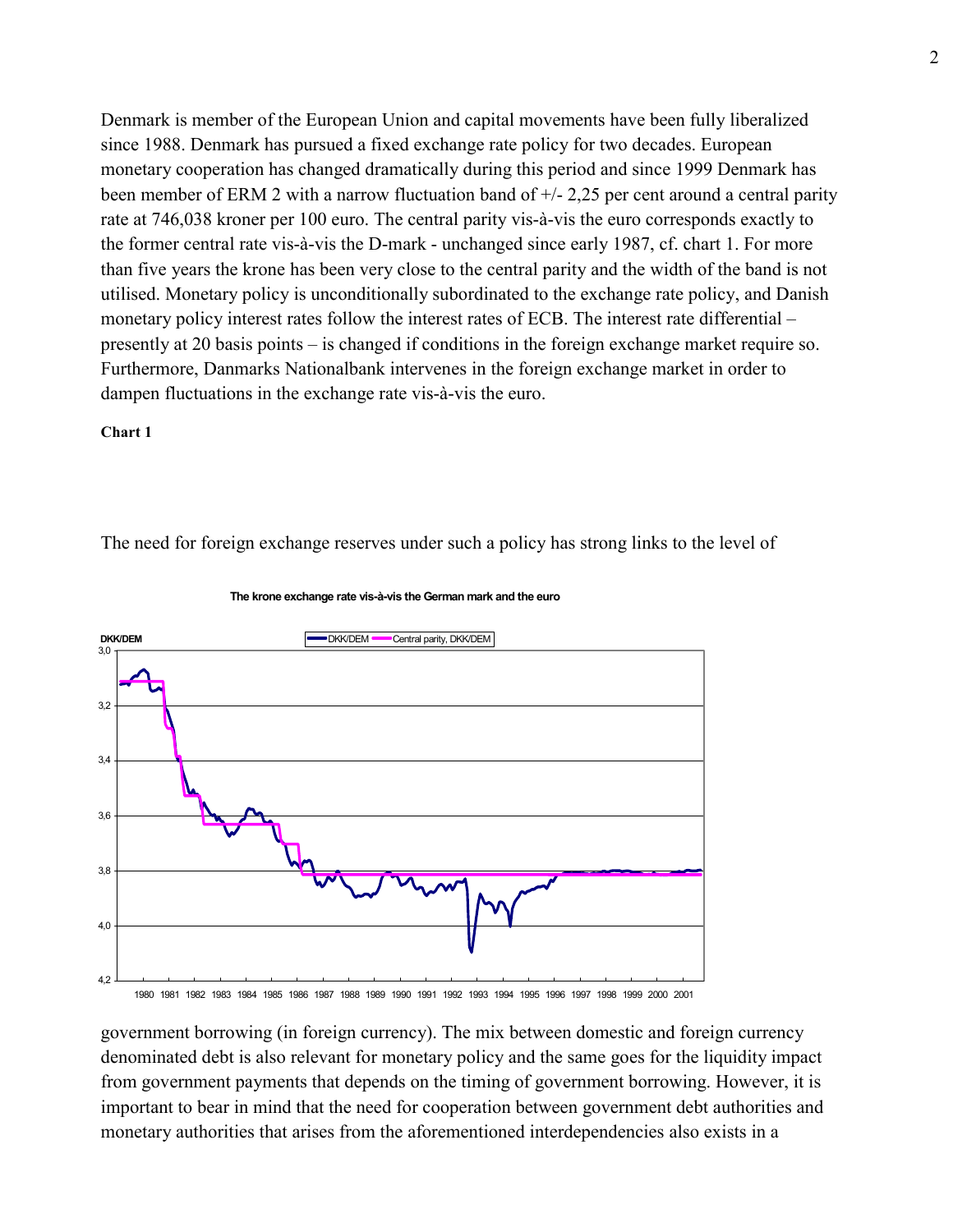Denmark is member of the European Union and capital movements have been fully liberalized since 1988. Denmark has pursued a fixed exchange rate policy for two decades. European monetary cooperation has changed dramatically during this period and since 1999 Denmark has been member of ERM 2 with a narrow fluctuation band of +/- 2,25 per cent around a central parity rate at 746,038 kroner per 100 euro. The central parity vis-à-vis the euro corresponds exactly to the former central rate vis-à-vis the D-mark - unchanged since early 1987, cf. chart 1. For more than five years the krone has been very close to the central parity and the width of the band is not utilised. Monetary policy is unconditionally subordinated to the exchange rate policy, and Danish monetary policy interest rates follow the interest rates of ECB. The interest rate differential – presently at 20 basis points – is changed if conditions in the foreign exchange market require so. Furthermore, Danmarks Nationalbank intervenes in the foreign exchange market in order to dampen fluctuations in the exchange rate vis-à-vis the euro.

**Chart 1**

The krone exchange rate vis-à-vis the German mark and the euro

The need for foreign exchange reserves under such a policy has strong links to the level of government borrowing (in foreign currency). The mix between domestic and foreign currency denominated debt is also relevant for monetary policy and the same goes for the liquidity impact from government payments that depends on the timing of government borrowing. However, it is important to bear in mind that the need for cooperation between government debt authorities and monetary authorities that arises from the aforementioned interdependencies also exists in a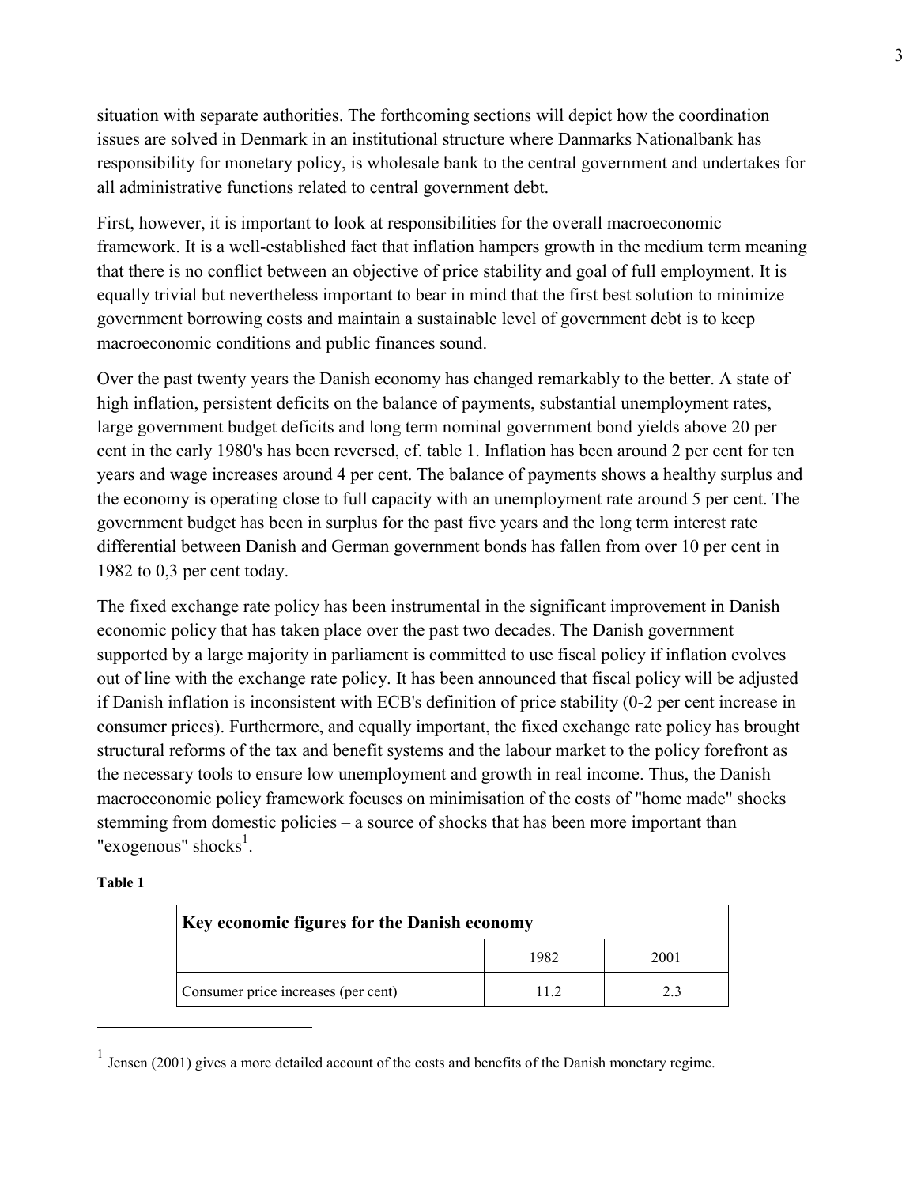situation with separate authorities. The forthcoming sections will depict how the coordination issues are solved in Denmark in an institutional structure where Danmarks Nationalbank has responsibility for monetary policy, is wholesale bank to the central government and undertakes for all administrative functions related to central government debt.

First, however, it is important to look at responsibilities for the overall macroeconomic framework. It is a well-established fact that inflation hampers growth in the medium term meaning that there is no conflict between an objective of price stability and goal of full employment. It is equally trivial but nevertheless important to bear in mind that the first best solution to minimize government borrowing costs and maintain a sustainable level of government debt is to keep macroeconomic conditions and public finances sound.

Over the past twenty years the Danish economy has changed remarkably to the better. A state of high inflation, persistent deficits on the balance of payments, substantial unemployment rates, large government budget deficits and long term nominal government bond yields above 20 per cent in the early 1980's has been reversed, cf. table 1. Inflation has been around 2 per cent for ten years and wage increases around 4 per cent. The balance of payments shows a healthy surplus and the economy is operating close to full capacity with an unemployment rate around 5 per cent. The government budget has been in surplus for the past five years and the long term interest rate differential between Danish and German government bonds has fallen from over 10 per cent in 1982 to 0,3 per cent today.

The fixed exchange rate policy has been instrumental in the significant improvement in Danish economic policy that has taken place over the past two decades. The Danish government supported by a large majority in parliament is committed to use fiscal policy if inflation evolves out of line with the exchange rate policy. It has been announced that fiscal policy will be adjusted if Danish inflation is inconsistent with ECB's definition of price stability (0-2 per cent increase in consumer prices). Furthermore, and equally important, the fixed exchange rate policy has brought structural reforms of the tax and benefit systems and the labour market to the policy forefront as the necessary tools to ensure low unemployment and growth in real income. Thus, the Danish macroeconomic policy framework focuses on minimisation of the costs of "home made" shocks stemming from domestic policies – a source of shocks that has been more important than "exogenous" shocks[1].

**Table 1**

| **Key economic figures for the Danish economy** | | |
|---|---|---|
| | 1982 | 2001 |
| Consumer price increases (per cent) | 11.2 | 2.3 |

[1] Jensen (2001) gives a more detailed account of the costs and benefits of the Danish monetary regime.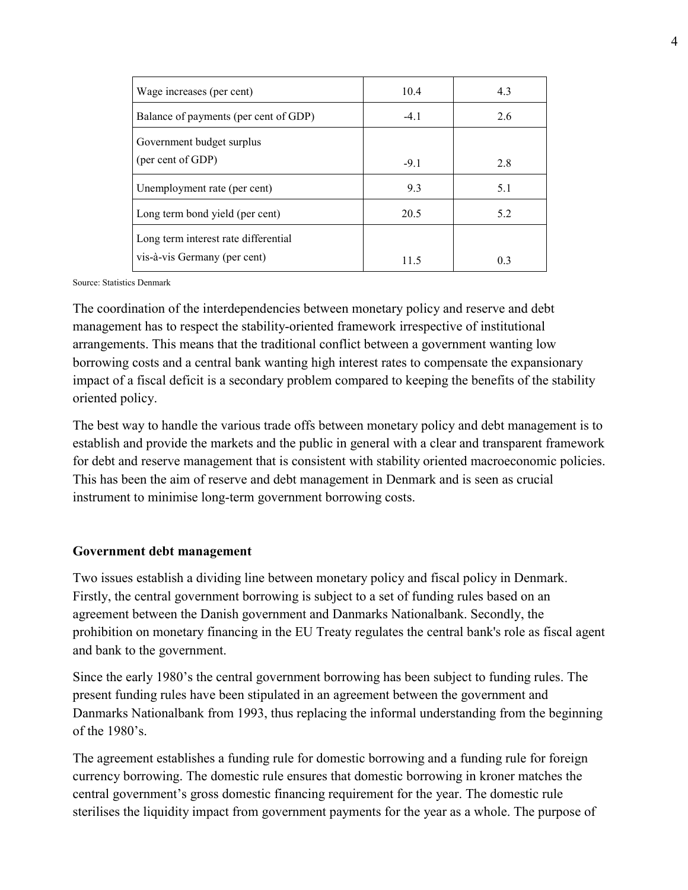| | | |
|---|---|---|
| Wage increases (per cent) | 10.4 | 4.3 |
| Balance of payments (per cent of GDP) | -4.1 | 2.6 |
| Government budget surplus (per cent of GDP) | -9.1 | 2.8 |
| Unemployment rate (per cent) | 9.3 | 5.1 |
| Long term bond yield (per cent) | 20.5 | 5.2 |
| Long term interest rate differential vis-à-vis Germany (per cent) | 11.5 | 0.3 |

Source: Statistics Denmark

The coordination of the interdependencies between monetary policy and reserve and debt management has to respect the stability-oriented framework irrespective of institutional arrangements. This means that the traditional conflict between a government wanting low borrowing costs and a central bank wanting high interest rates to compensate the expansionary impact of a fiscal deficit is a secondary problem compared to keeping the benefits of the stability oriented policy.

The best way to handle the various trade offs between monetary policy and debt management is to establish and provide the markets and the public in general with a clear and transparent framework for debt and reserve management that is consistent with stability oriented macroeconomic policies. This has been the aim of reserve and debt management in Denmark and is seen as crucial instrument to minimise long-term government borrowing costs.

**Government debt management**

Two issues establish a dividing line between monetary policy and fiscal policy in Denmark. Firstly, the central government borrowing is subject to a set of funding rules based on an agreement between the Danish government and Danmarks Nationalbank. Secondly, the prohibition on monetary financing in the EU Treaty regulates the central bank's role as fiscal agent and bank to the government.

Since the early 1980's the central government borrowing has been subject to funding rules. The present funding rules have been stipulated in an agreement between the government and Danmarks Nationalbank from 1993, thus replacing the informal understanding from the beginning of the 1980's.

The agreement establishes a funding rule for domestic borrowing and a funding rule for foreign currency borrowing. The domestic rule ensures that domestic borrowing in kroner matches the central government's gross domestic financing requirement for the year. The domestic rule sterilises the liquidity impact from government payments for the year as a whole. The purpose of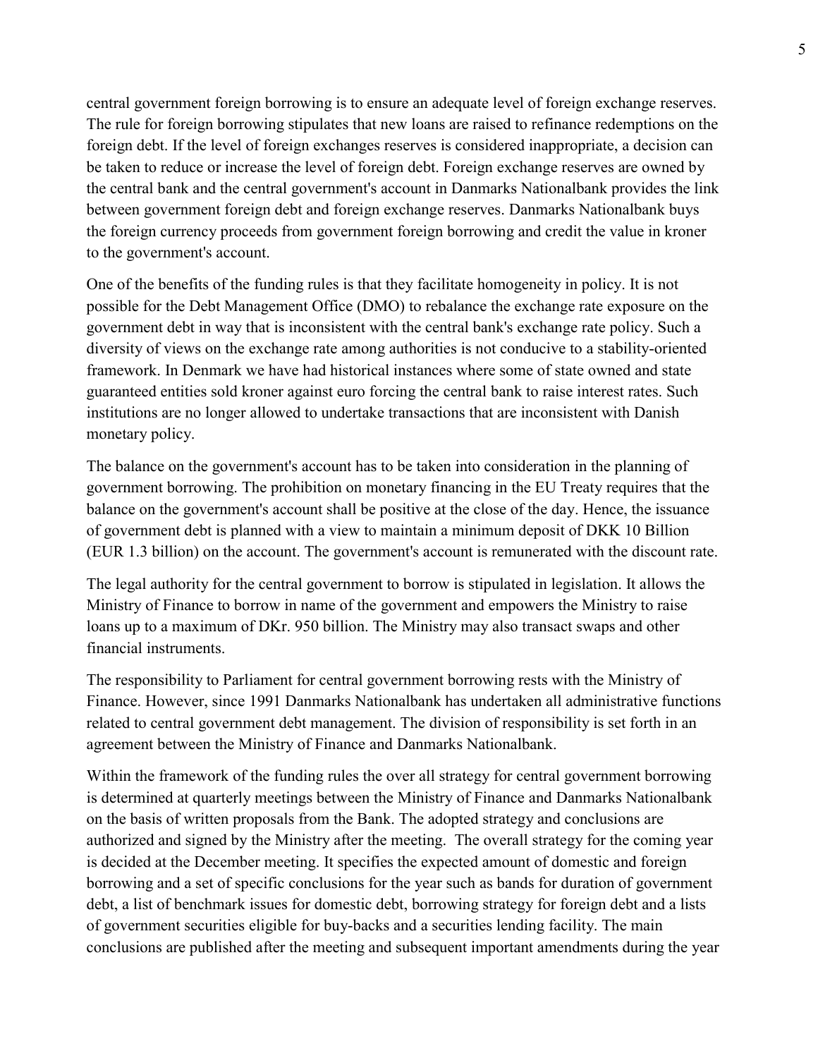central government foreign borrowing is to ensure an adequate level of foreign exchange reserves. The rule for foreign borrowing stipulates that new loans are raised to refinance redemptions on the foreign debt. If the level of foreign exchanges reserves is considered inappropriate, a decision can be taken to reduce or increase the level of foreign debt. Foreign exchange reserves are owned by the central bank and the central government's account in Danmarks Nationalbank provides the link between government foreign debt and foreign exchange reserves. Danmarks Nationalbank buys the foreign currency proceeds from government foreign borrowing and credit the value in kroner to the government's account.

One of the benefits of the funding rules is that they facilitate homogeneity in policy. It is not possible for the Debt Management Office (DMO) to rebalance the exchange rate exposure on the government debt in way that is inconsistent with the central bank's exchange rate policy. Such a diversity of views on the exchange rate among authorities is not conducive to a stability-oriented framework. In Denmark we have had historical instances where some of state owned and state guaranteed entities sold kroner against euro forcing the central bank to raise interest rates. Such institutions are no longer allowed to undertake transactions that are inconsistent with Danish monetary policy.

The balance on the government's account has to be taken into consideration in the planning of government borrowing. The prohibition on monetary financing in the EU Treaty requires that the balance on the government's account shall be positive at the close of the day. Hence, the issuance of government debt is planned with a view to maintain a minimum deposit of DKK 10 Billion (EUR 1.3 billion) on the account. The government's account is remunerated with the discount rate.

The legal authority for the central government to borrow is stipulated in legislation. It allows the Ministry of Finance to borrow in name of the government and empowers the Ministry to raise loans up to a maximum of DKr. 950 billion. The Ministry may also transact swaps and other financial instruments.

The responsibility to Parliament for central government borrowing rests with the Ministry of Finance. However, since 1991 Danmarks Nationalbank has undertaken all administrative functions related to central government debt management. The division of responsibility is set forth in an agreement between the Ministry of Finance and Danmarks Nationalbank.

Within the framework of the funding rules the over all strategy for central government borrowing is determined at quarterly meetings between the Ministry of Finance and Danmarks Nationalbank on the basis of written proposals from the Bank. The adopted strategy and conclusions are authorized and signed by the Ministry after the meeting. The overall strategy for the coming year is decided at the December meeting. It specifies the expected amount of domestic and foreign borrowing and a set of specific conclusions for the year such as bands for duration of government debt, a list of benchmark issues for domestic debt, borrowing strategy for foreign debt and a lists of government securities eligible for buy-backs and a securities lending facility. The main conclusions are published after the meeting and subsequent important amendments during the year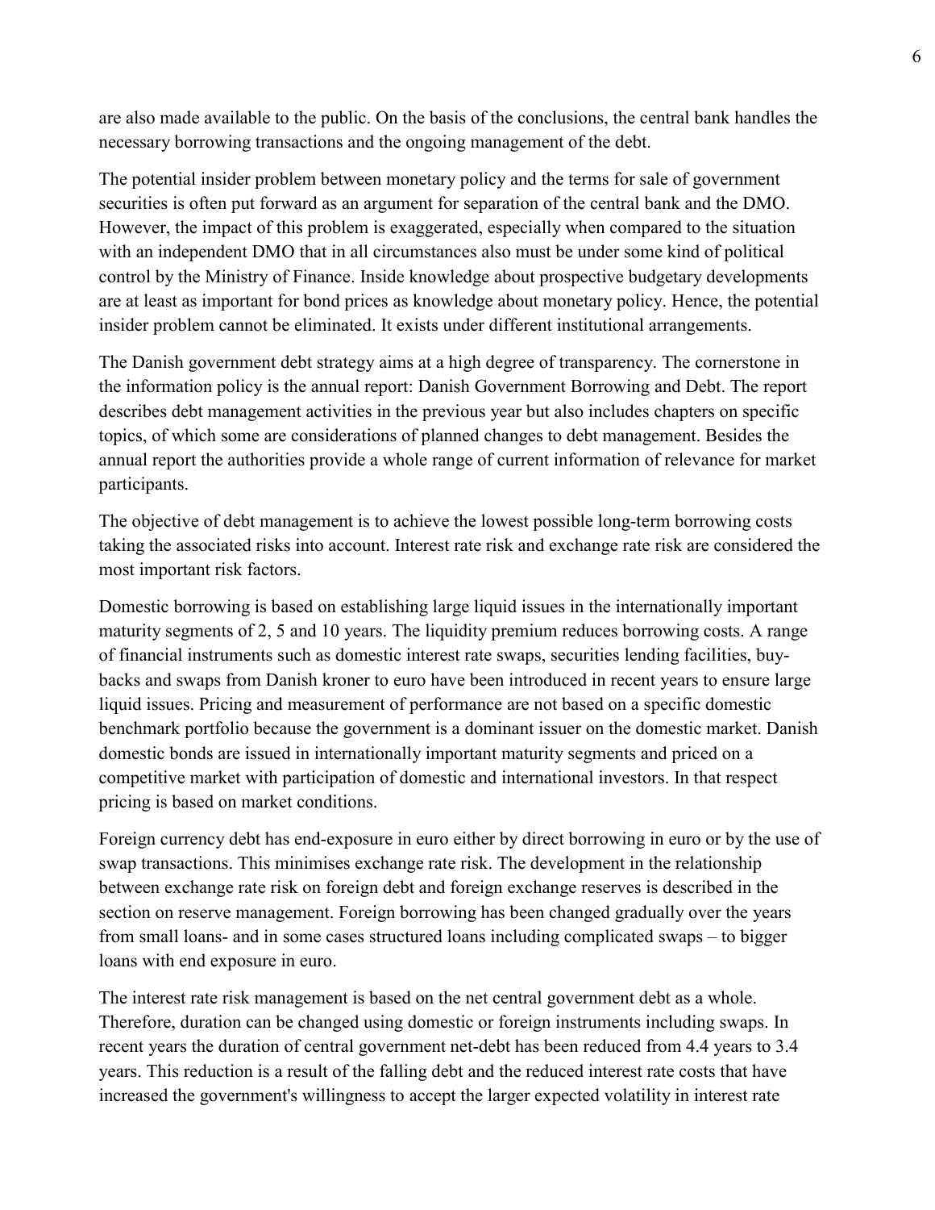are also made available to the public. On the basis of the conclusions, the central bank handles the necessary borrowing transactions and the ongoing management of the debt.

The potential insider problem between monetary policy and the terms for sale of government securities is often put forward as an argument for separation of the central bank and the DMO. However, the impact of this problem is exaggerated, especially when compared to the situation with an independent DMO that in all circumstances also must be under some kind of political control by the Ministry of Finance. Inside knowledge about prospective budgetary developments are at least as important for bond prices as knowledge about monetary policy. Hence, the potential insider problem cannot be eliminated. It exists under different institutional arrangements.

The Danish government debt strategy aims at a high degree of transparency. The cornerstone in the information policy is the annual report: Danish Government Borrowing and Debt. The report describes debt management activities in the previous year but also includes chapters on specific topics, of which some are considerations of planned changes to debt management. Besides the annual report the authorities provide a whole range of current information of relevance for market participants.

The objective of debt management is to achieve the lowest possible long-term borrowing costs taking the associated risks into account. Interest rate risk and exchange rate risk are considered the most important risk factors.

Domestic borrowing is based on establishing large liquid issues in the internationally important maturity segments of 2, 5 and 10 years. The liquidity premium reduces borrowing costs. A range of financial instruments such as domestic interest rate swaps, securities lending facilities, buy-backs and swaps from Danish kroner to euro have been introduced in recent years to ensure large liquid issues. Pricing and measurement of performance are not based on a specific domestic benchmark portfolio because the government is a dominant issuer on the domestic market. Danish domestic bonds are issued in internationally important maturity segments and priced on a competitive market with participation of domestic and international investors. In that respect pricing is based on market conditions.

Foreign currency debt has end-exposure in euro either by direct borrowing in euro or by the use of swap transactions. This minimises exchange rate risk. The development in the relationship between exchange rate risk on foreign debt and foreign exchange reserves is described in the section on reserve management. Foreign borrowing has been changed gradually over the years from small loans- and in some cases structured loans including complicated swaps – to bigger loans with end exposure in euro.

The interest rate risk management is based on the net central government debt as a whole. Therefore, duration can be changed using domestic or foreign instruments including swaps. In recent years the duration of central government net-debt has been reduced from 4.4 years to 3.4 years. This reduction is a result of the falling debt and the reduced interest rate costs that have increased the government's willingness to accept the larger expected volatility in interest rate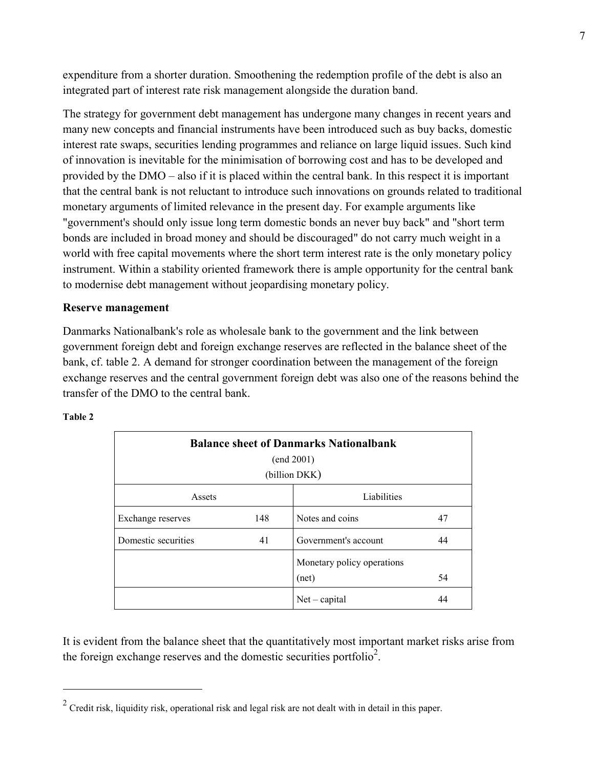expenditure from a shorter duration. Smoothening the redemption profile of the debt is also an integrated part of interest rate risk management alongside the duration band.

The strategy for government debt management has undergone many changes in recent years and many new concepts and financial instruments have been introduced such as buy backs, domestic interest rate swaps, securities lending programmes and reliance on large liquid issues. Such kind of innovation is inevitable for the minimisation of borrowing cost and has to be developed and provided by the DMO – also if it is placed within the central bank. In this respect it is important that the central bank is not reluctant to introduce such innovations on grounds related to traditional monetary arguments of limited relevance in the present day. For example arguments like "government's should only issue long term domestic bonds an never buy back" and "short term bonds are included in broad money and should be discouraged" do not carry much weight in a world with free capital movements where the short term interest rate is the only monetary policy instrument. Within a stability oriented framework there is ample opportunity for the central bank to modernise debt management without jeopardising monetary policy.

**Reserve management**

Danmarks Nationalbank's role as wholesale bank to the government and the link between government foreign debt and foreign exchange reserves are reflected in the balance sheet of the bank, cf. table 2. A demand for stronger coordination between the management of the foreign exchange reserves and the central government foreign debt was also one of the reasons behind the transfer of the DMO to the central bank.

**Table 2**

**Balance sheet of Danmarks Nationalbank**
(end 2001)
(billion DKK)

| Assets | | Liabilities | |
|---|---|---|---|
| Exchange reserves | 148 | Notes and coins | 47 |
| Domestic securities | 41 | Government's account | 44 |
| | | Monetary policy operations (net) | 54 |
| | | Net – capital | 44 |

It is evident from the balance sheet that the quantitatively most important market risks arise from the foreign exchange reserves and the domestic securities portfolio[2].

[2] Credit risk, liquidity risk, operational risk and legal risk are not dealt with in detail in this paper.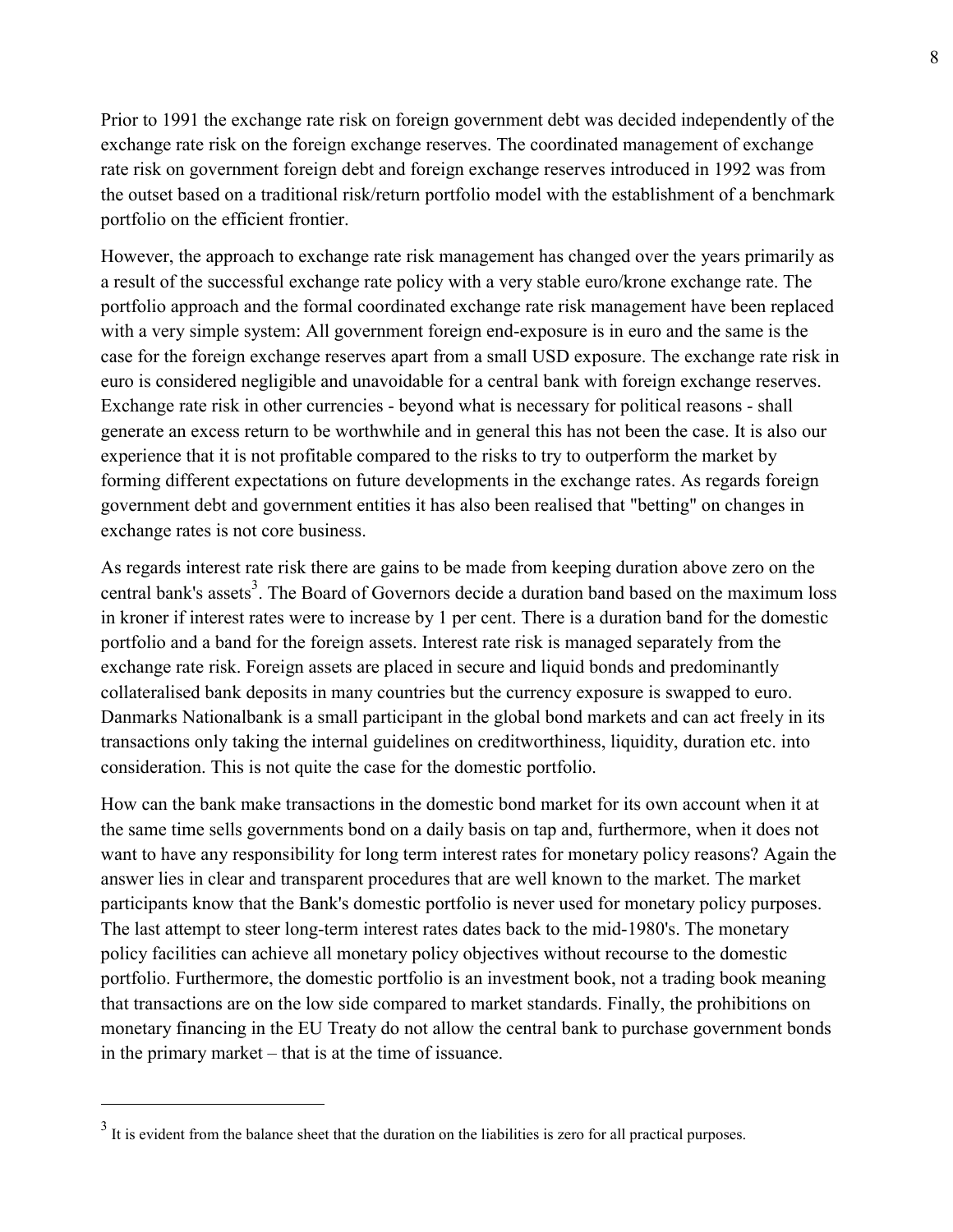Prior to 1991 the exchange rate risk on foreign government debt was decided independently of the exchange rate risk on the foreign exchange reserves. The coordinated management of exchange rate risk on government foreign debt and foreign exchange reserves introduced in 1992 was from the outset based on a traditional risk/return portfolio model with the establishment of a benchmark portfolio on the efficient frontier.

However, the approach to exchange rate risk management has changed over the years primarily as a result of the successful exchange rate policy with a very stable euro/krone exchange rate. The portfolio approach and the formal coordinated exchange rate risk management have been replaced with a very simple system: All government foreign end-exposure is in euro and the same is the case for the foreign exchange reserves apart from a small USD exposure. The exchange rate risk in euro is considered negligible and unavoidable for a central bank with foreign exchange reserves. Exchange rate risk in other currencies - beyond what is necessary for political reasons - shall generate an excess return to be worthwhile and in general this has not been the case. It is also our experience that it is not profitable compared to the risks to try to outperform the market by forming different expectations on future developments in the exchange rates. As regards foreign government debt and government entities it has also been realised that "betting" on changes in exchange rates is not core business.

As regards interest rate risk there are gains to be made from keeping duration above zero on the central bank's assets[3]. The Board of Governors decide a duration band based on the maximum loss in kroner if interest rates were to increase by 1 per cent. There is a duration band for the domestic portfolio and a band for the foreign assets. Interest rate risk is managed separately from the exchange rate risk. Foreign assets are placed in secure and liquid bonds and predominantly collateralised bank deposits in many countries but the currency exposure is swapped to euro. Danmarks Nationalbank is a small participant in the global bond markets and can act freely in its transactions only taking the internal guidelines on creditworthiness, liquidity, duration etc. into consideration. This is not quite the case for the domestic portfolio.

How can the bank make transactions in the domestic bond market for its own account when it at the same time sells governments bond on a daily basis on tap and, furthermore, when it does not want to have any responsibility for long term interest rates for monetary policy reasons? Again the answer lies in clear and transparent procedures that are well known to the market. The market participants know that the Bank's domestic portfolio is never used for monetary policy purposes. The last attempt to steer long-term interest rates dates back to the mid-1980's. The monetary policy facilities can achieve all monetary policy objectives without recourse to the domestic portfolio. Furthermore, the domestic portfolio is an investment book, not a trading book meaning that transactions are on the low side compared to market standards. Finally, the prohibitions on monetary financing in the EU Treaty do not allow the central bank to purchase government bonds in the primary market – that is at the time of issuance.

---

[3] It is evident from the balance sheet that the duration on the liabilities is zero for all practical purposes.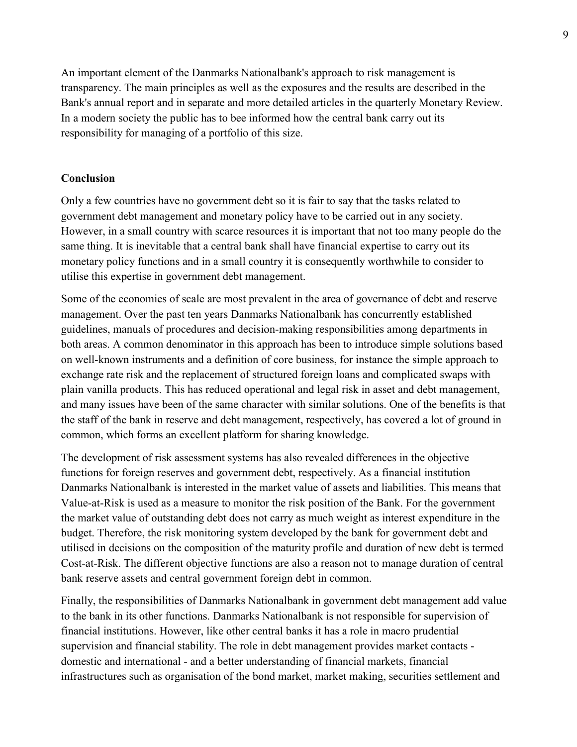An important element of the Danmarks Nationalbank's approach to risk management is transparency. The main principles as well as the exposures and the results are described in the Bank's annual report and in separate and more detailed articles in the quarterly Monetary Review. In a modern society the public has to bee informed how the central bank carry out its responsibility for managing of a portfolio of this size.

## Conclusion

Only a few countries have no government debt so it is fair to say that the tasks related to government debt management and monetary policy have to be carried out in any society. However, in a small country with scarce resources it is important that not too many people do the same thing. It is inevitable that a central bank shall have financial expertise to carry out its monetary policy functions and in a small country it is consequently worthwhile to consider to utilise this expertise in government debt management.

Some of the economies of scale are most prevalent in the area of governance of debt and reserve management. Over the past ten years Danmarks Nationalbank has concurrently established guidelines, manuals of procedures and decision-making responsibilities among departments in both areas. A common denominator in this approach has been to introduce simple solutions based on well-known instruments and a definition of core business, for instance the simple approach to exchange rate risk and the replacement of structured foreign loans and complicated swaps with plain vanilla products. This has reduced operational and legal risk in asset and debt management, and many issues have been of the same character with similar solutions. One of the benefits is that the staff of the bank in reserve and debt management, respectively, has covered a lot of ground in common, which forms an excellent platform for sharing knowledge.

The development of risk assessment systems has also revealed differences in the objective functions for foreign reserves and government debt, respectively. As a financial institution Danmarks Nationalbank is interested in the market value of assets and liabilities. This means that Value-at-Risk is used as a measure to monitor the risk position of the Bank. For the government the market value of outstanding debt does not carry as much weight as interest expenditure in the budget. Therefore, the risk monitoring system developed by the bank for government debt and utilised in decisions on the composition of the maturity profile and duration of new debt is termed Cost-at-Risk. The different objective functions are also a reason not to manage duration of central bank reserve assets and central government foreign debt in common.

Finally, the responsibilities of Danmarks Nationalbank in government debt management add value to the bank in its other functions. Danmarks Nationalbank is not responsible for supervision of financial institutions. However, like other central banks it has a role in macro prudential supervision and financial stability. The role in debt management provides market contacts - domestic and international - and a better understanding of financial markets, financial infrastructures such as organisation of the bond market, market making, securities settlement and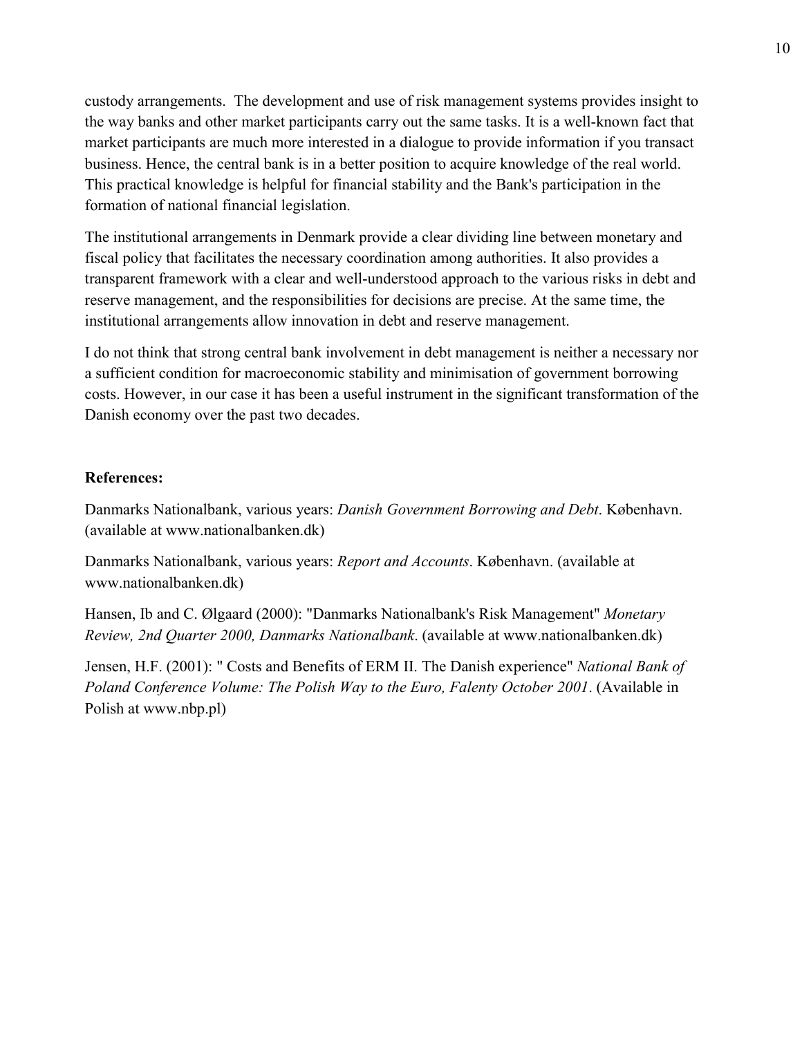custody arrangements.  The development and use of risk management systems provides insight to the way banks and other market participants carry out the same tasks. It is a well-known fact that market participants are much more interested in a dialogue to provide information if you transact business. Hence, the central bank is in a better position to acquire knowledge of the real world. This practical knowledge is helpful for financial stability and the Bank's participation in the formation of national financial legislation.

The institutional arrangements in Denmark provide a clear dividing line between monetary and fiscal policy that facilitates the necessary coordination among authorities. It also provides a transparent framework with a clear and well-understood approach to the various risks in debt and reserve management, and the responsibilities for decisions are precise. At the same time, the institutional arrangements allow innovation in debt and reserve management.

I do not think that strong central bank involvement in debt management is neither a necessary nor a sufficient condition for macroeconomic stability and minimisation of government borrowing costs. However, in our case it has been a useful instrument in the significant transformation of the Danish economy over the past two decades.

**References:**

Danmarks Nationalbank, various years: *Danish Government Borrowing and Debt*. København. (available at www.nationalbanken.dk)

Danmarks Nationalbank, various years: *Report and Accounts*. København. (available at www.nationalbanken.dk)

Hansen, Ib and C. Ølgaard (2000): "Danmarks Nationalbank's Risk Management" *Monetary Review, 2nd Quarter 2000, Danmarks Nationalbank*. (available at www.nationalbanken.dk)

Jensen, H.F. (2001): " Costs and Benefits of ERM II. The Danish experience" *National Bank of Poland Conference Volume: The Polish Way to the Euro, Falenty October 2001*. (Available in Polish at www.nbp.pl)